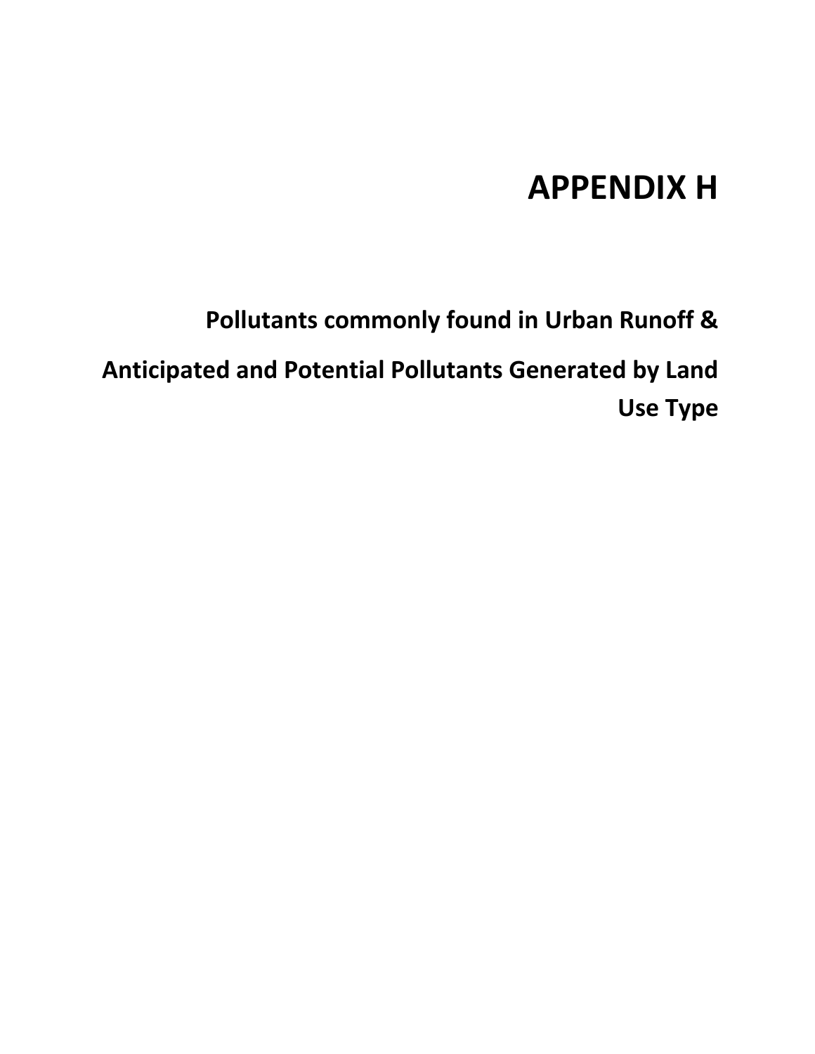# APPENDIX H

## Pollutants commonly found in Urban Runoff &

## Anticipated and Potential Pollutants Generated by Land Use Type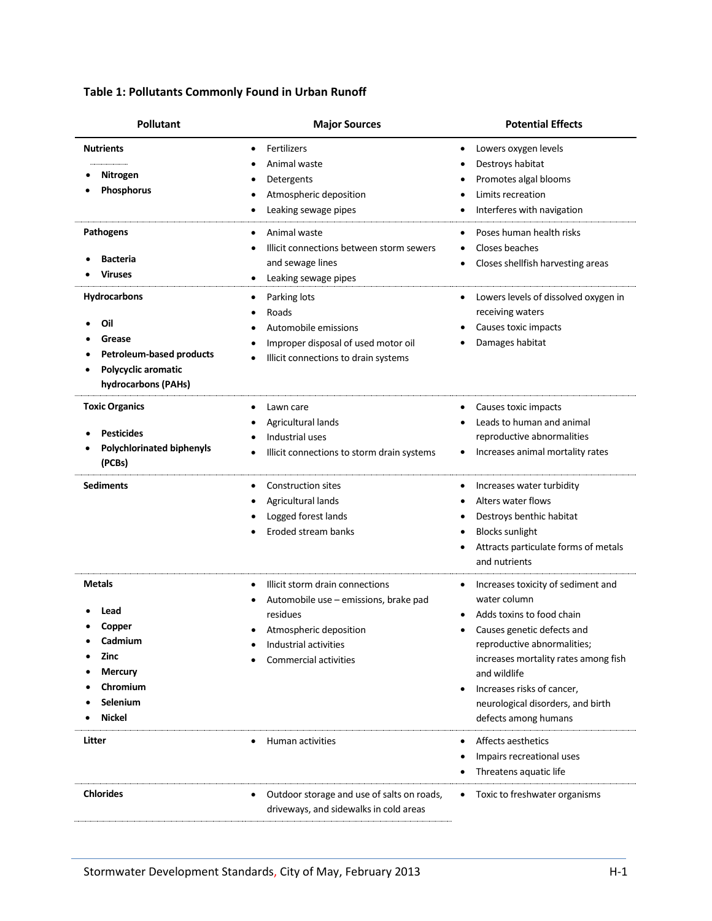**Table 1: Pollutants Commonly Found in Urban Runoff**

| Pollutant | Major Sources | Potential Effects |
|---|---|---|
| **Nutrients**<br>• **Nitrogen**<br>• **Phosphorus** | • Fertilizers<br>• Animal waste<br>• Detergents<br>• Atmospheric deposition<br>• Leaking sewage pipes | • Lowers oxygen levels<br>• Destroys habitat<br>• Promotes algal blooms<br>• Limits recreation<br>• Interferes with navigation |
| **Pathogens**<br>• **Bacteria**<br>• **Viruses** | • Animal waste<br>• Illicit connections between storm sewers and sewage lines<br>• Leaking sewage pipes | • Poses human health risks<br>• Closes beaches<br>• Closes shellfish harvesting areas |
| **Hydrocarbons**<br>• **Oil**<br>• **Grease**<br>• **Petroleum-based products**<br>• **Polycyclic aromatic hydrocarbons (PAHs)** | • Parking lots<br>• Roads<br>• Automobile emissions<br>• Improper disposal of used motor oil<br>• Illicit connections to drain systems | • Lowers levels of dissolved oxygen in receiving waters<br>• Causes toxic impacts<br>• Damages habitat |
| **Toxic Organics**<br>• **Pesticides**<br>• **Polychlorinated biphenyls (PCBs)** | • Lawn care<br>• Agricultural lands<br>• Industrial uses<br>• Illicit connections to storm drain systems | • Causes toxic impacts<br>• Leads to human and animal reproductive abnormalities<br>• Increases animal mortality rates |
| **Sediments** | • Construction sites<br>• Agricultural lands<br>• Logged forest lands<br>• Eroded stream banks | • Increases water turbidity<br>• Alters water flows<br>• Destroys benthic habitat<br>• Blocks sunlight<br>• Attracts particulate forms of metals and nutrients |
| **Metals**<br>• **Lead**<br>• **Copper**<br>• **Cadmium**<br>• **Zinc**<br>• **Mercury**<br>• **Chromium**<br>• **Selenium**<br>• **Nickel** | • Illicit storm drain connections<br>• Automobile use – emissions, brake pad residues<br>• Atmospheric deposition<br>• Industrial activities<br>• Commercial activities | • Increases toxicity of sediment and water column<br>• Adds toxins to food chain<br>• Causes genetic defects and reproductive abnormalities; increases mortality rates among fish and wildlife<br>• Increases risks of cancer, neurological disorders, and birth defects among humans |
| **Litter** | • Human activities | • Affects aesthetics<br>• Impairs recreational uses<br>• Threatens aquatic life |
| **Chlorides** | • Outdoor storage and use of salts on roads, driveways, and sidewalks in cold areas | • Toxic to freshwater organisms |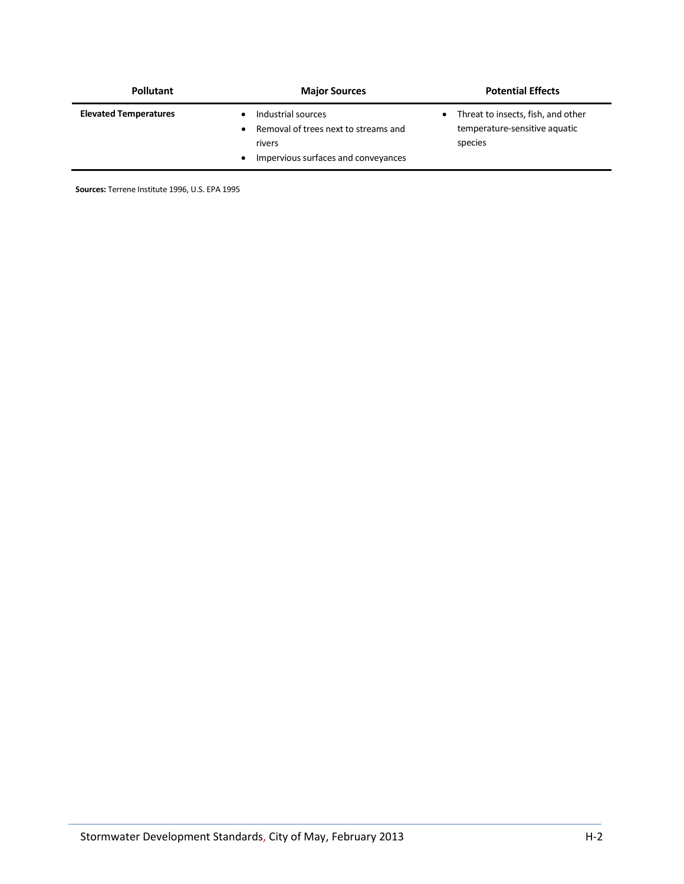| Pollutant | Major Sources | Potential Effects |
|---|---|---|
| **Elevated Temperatures** | • Industrial sources<br>• Removal of trees next to streams and rivers<br>• Impervious surfaces and conveyances | • Threat to insects, fish, and other temperature-sensitive aquatic species |

**Sources:** Terrene Institute 1996, U.S. EPA 1995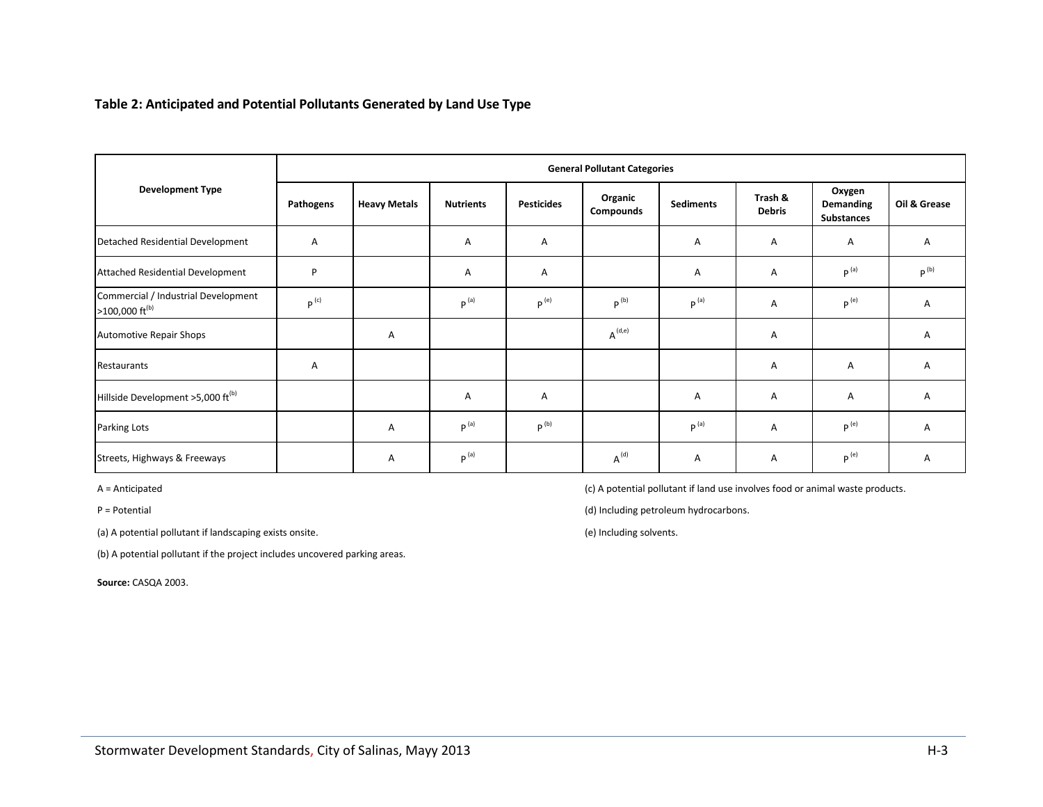### Table 2: Anticipated and Potential Pollutants Generated by Land Use Type

| Development Type | General Pollutant Categories | | | | | | | | |
|---|---|---|---|---|---|---|---|---|---|
| | Pathogens | Heavy Metals | Nutrients | Pesticides | Organic Compounds | Sediments | Trash & Debris | Oxygen Demanding Substances | Oil & Grease |
| Detached Residential Development | A | | A | A | | A | A | A | A |
| Attached Residential Development | P | | A | A | | A | A | P [(a)] | P [(b)] |
| Commercial / Industrial Development >100,000 ft[(b)] | P [(c)] | | P [(a)] | P [(e)] | P [(b)] | P [(a)] | A | P [(e)] | A |
| Automotive Repair Shops | | A | | | A [(d,e)] | | A | | A |
| Restaurants | A | | | | | | A | A | A |
| Hillside Development >5,000 ft[(b)] | | | A | A | | A | A | A | A |
| Parking Lots | | A | P [(a)] | P [(b)] | | P [(a)] | A | P [(e)] | A |
| Streets, Highways & Freeways | | A | P [(a)] | | A [(d)] | A | A | P [(e)] | A |

A = Anticipated

P = Potential

(a) A potential pollutant if landscaping exists onsite.

(b) A potential pollutant if the project includes uncovered parking areas.

(c) A potential pollutant if land use involves food or animal waste products.

(d) Including petroleum hydrocarbons.

(e) Including solvents.

**Source:** CASQA 2003.